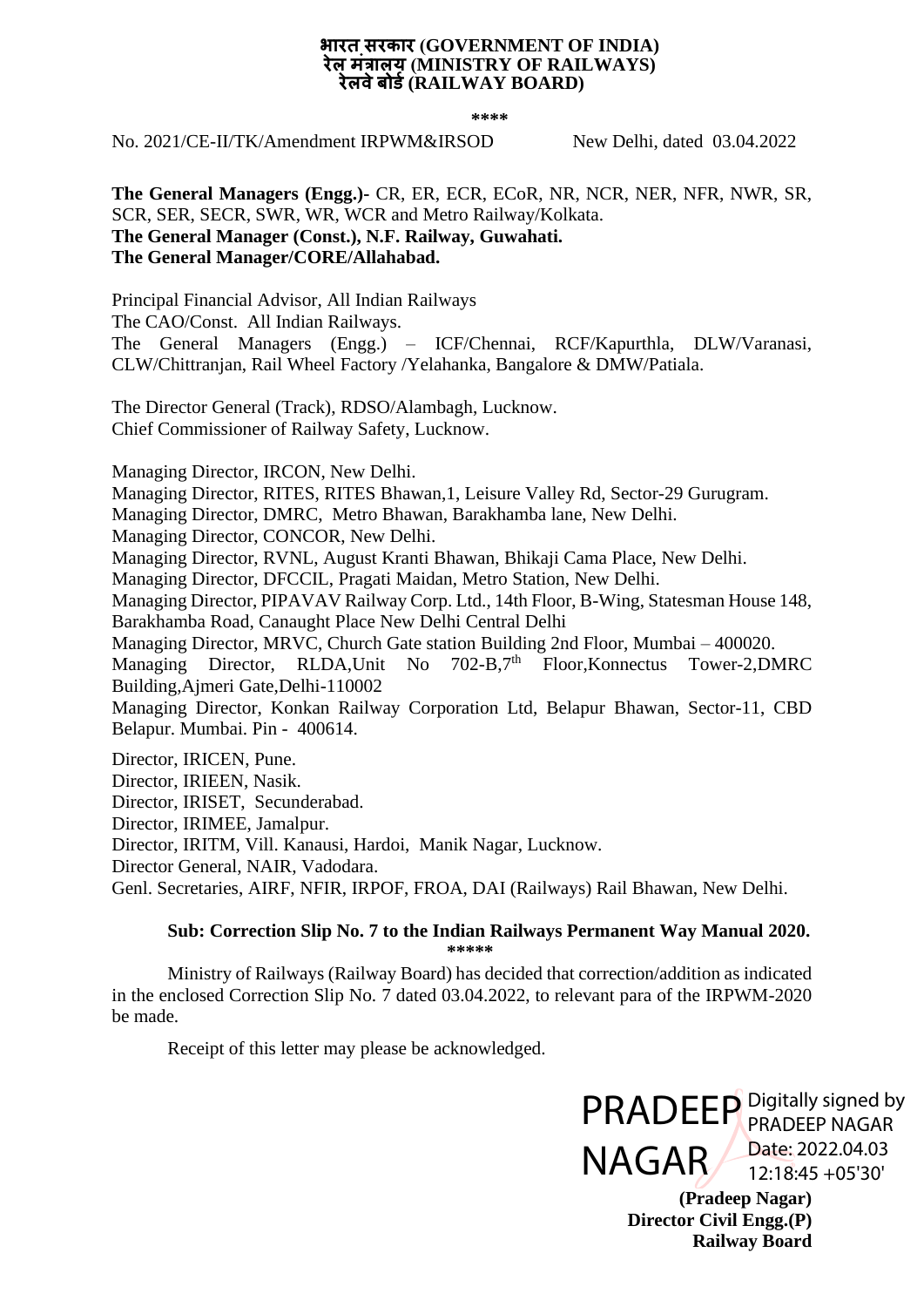**भारत सरकार (GOVERNMENT OF INDIA)**
**रेल मंत्रालय (MINISTRY OF RAILWAYS)**
**रेलवे बोर्ड (RAILWAY BOARD)**

****

No. 2021/CE-II/TK/Amendment IRPWM&IRSOD New Delhi, dated 03.04.2022

**The General Managers (Engg.)-** CR, ER, ECR, ECoR, NR, NCR, NER, NFR, NWR, SR, SCR, SER, SECR, SWR, WR, WCR and Metro Railway/Kolkata.
**The General Manager (Const.), N.F. Railway, Guwahati.**
**The General Manager/CORE/Allahabad.**

Principal Financial Advisor, All Indian Railways
The CAO/Const. All Indian Railways.
The General Managers (Engg.) – ICF/Chennai, RCF/Kapurthla, DLW/Varanasi, CLW/Chittranjan, Rail Wheel Factory /Yelahanka, Bangalore & DMW/Patiala.

The Director General (Track), RDSO/Alambagh, Lucknow.
Chief Commissioner of Railway Safety, Lucknow.

Managing Director, IRCON, New Delhi.
Managing Director, RITES, RITES Bhawan,1, Leisure Valley Rd, Sector-29 Gurugram.
Managing Director, DMRC, Metro Bhawan, Barakhamba lane, New Delhi.
Managing Director, CONCOR, New Delhi.
Managing Director, RVNL, August Kranti Bhawan, Bhikaji Cama Place, New Delhi.
Managing Director, DFCCIL, Pragati Maidan, Metro Station, New Delhi.
Managing Director, PIPAVAV Railway Corp. Ltd., 14th Floor, B-Wing, Statesman House 148, Barakhamba Road, Canaught Place New Delhi Central Delhi
Managing Director, MRVC, Church Gate station Building 2nd Floor, Mumbai – 400020.
Managing Director, RLDA,Unit No 702-B,7th Floor,Konnectus Tower-2,DMRC Building,Ajmeri Gate,Delhi-110002
Managing Director, Konkan Railway Corporation Ltd, Belapur Bhawan, Sector-11, CBD Belapur. Mumbai. Pin - 400614.

Director, IRICEN, Pune.
Director, IRIEEN, Nasik.
Director, IRISET, Secunderabad.
Director, IRIMEE, Jamalpur.
Director, IRITM, Vill. Kanausi, Hardoi, Manik Nagar, Lucknow.
Director General, NAIR, Vadodara.
Genl. Secretaries, AIRF, NFIR, IRPOF, FROA, DAI (Railways) Rail Bhawan, New Delhi.

**Sub: Correction Slip No. 7 to the Indian Railways Permanent Way Manual 2020.**

*****

Ministry of Railways (Railway Board) has decided that correction/addition as indicated in the enclosed Correction Slip No. 7 dated 03.04.2022, to relevant para of the IRPWM-2020 be made.

Receipt of this letter may please be acknowledged.

PRADEEP NAGAR
Digitally signed by PRADEEP NAGAR
Date: 2022.04.03 12:18:45 +05'30'

**(Pradeep Nagar)**
**Director Civil Engg.(P)**
**Railway Board**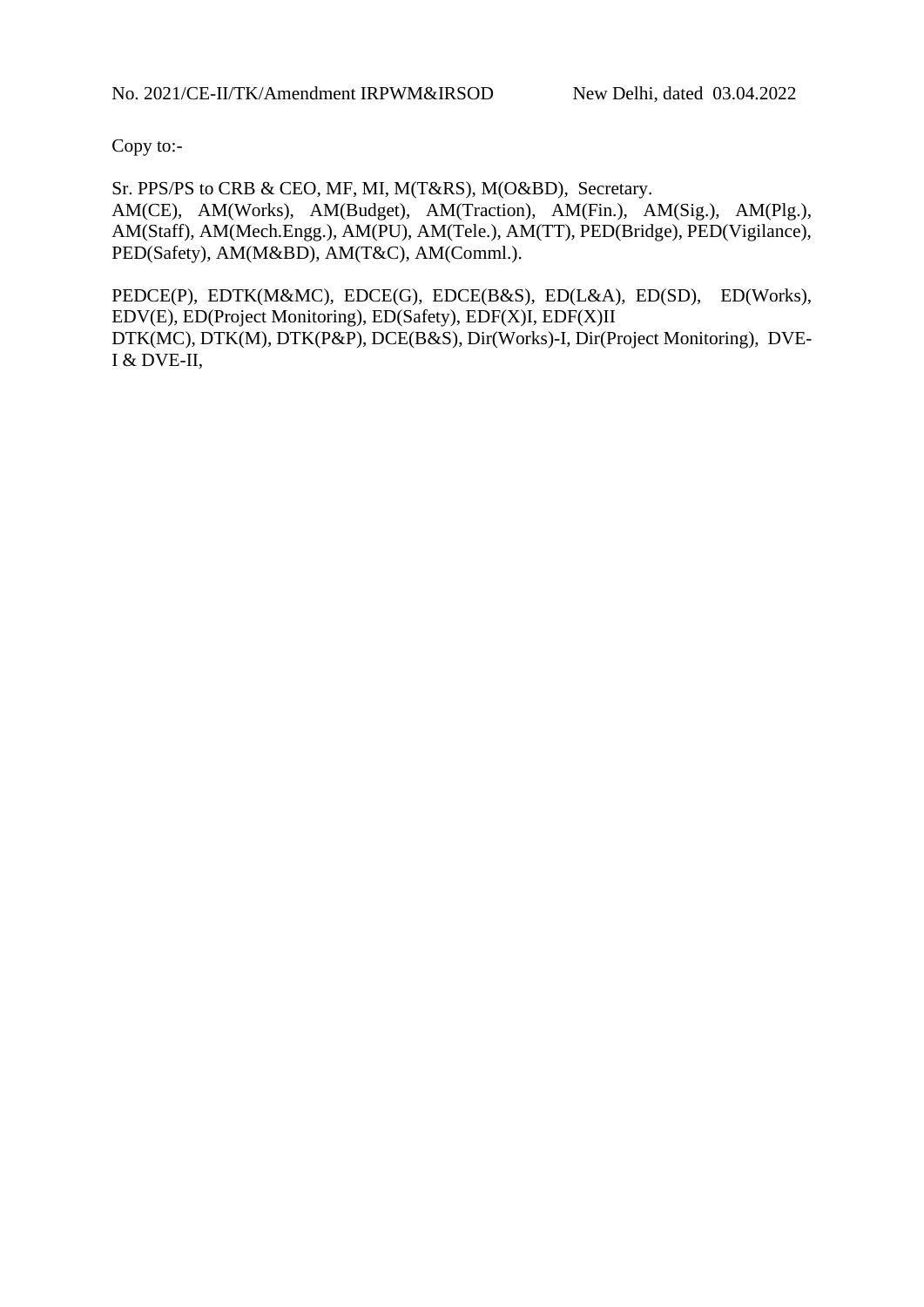No. 2021/CE-II/TK/Amendment IRPWM&IRSOD New Delhi, dated 03.04.2022

Copy to:-

Sr. PPS/PS to CRB & CEO, MF, MI, M(T&RS), M(O&BD), Secretary.
AM(CE), AM(Works), AM(Budget), AM(Traction), AM(Fin.), AM(Sig.), AM(Plg.), AM(Staff), AM(Mech.Engg.), AM(PU), AM(Tele.), AM(TT), PED(Bridge), PED(Vigilance), PED(Safety), AM(M&BD), AM(T&C), AM(Comml.).

PEDCE(P), EDTK(M&MC), EDCE(G), EDCE(B&S), ED(L&A), ED(SD), ED(Works), EDV(E), ED(Project Monitoring), ED(Safety), EDF(X)I, EDF(X)II
DTK(MC), DTK(M), DTK(P&P), DCE(B&S), Dir(Works)-I, Dir(Project Monitoring), DVE-I & DVE-II,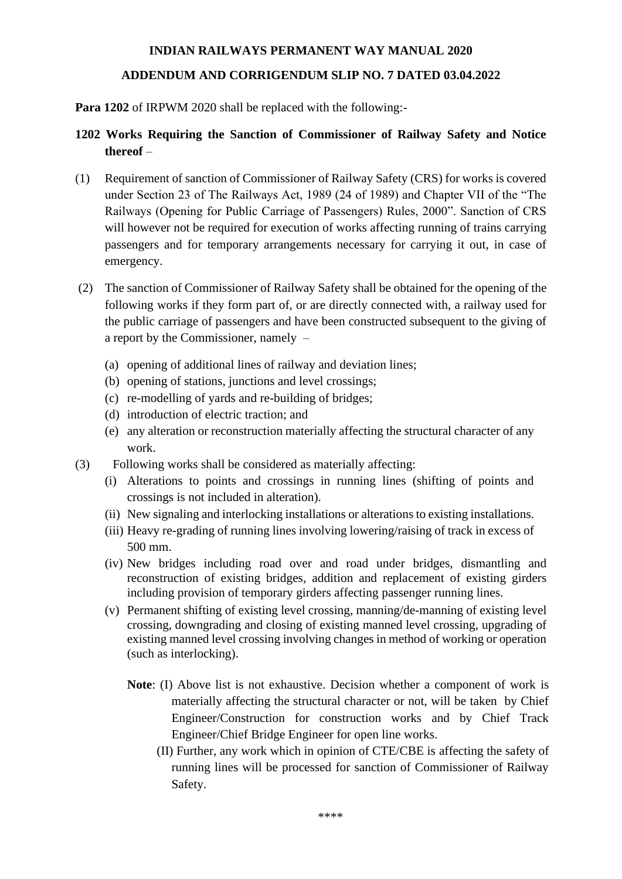**INDIAN RAILWAYS PERMANENT WAY MANUAL 2020**

**ADDENDUM AND CORRIGENDUM SLIP NO. 7 DATED 03.04.2022**

**Para 1202** of IRPWM 2020 shall be replaced with the following:-

**1202 Works Requiring the Sanction of Commissioner of Railway Safety and Notice thereof** –

(1) Requirement of sanction of Commissioner of Railway Safety (CRS) for works is covered under Section 23 of The Railways Act, 1989 (24 of 1989) and Chapter VII of the "The Railways (Opening for Public Carriage of Passengers) Rules, 2000". Sanction of CRS will however not be required for execution of works affecting running of trains carrying passengers and for temporary arrangements necessary for carrying it out, in case of emergency.

(2) The sanction of Commissioner of Railway Safety shall be obtained for the opening of the following works if they form part of, or are directly connected with, a railway used for the public carriage of passengers and have been constructed subsequent to the giving of a report by the Commissioner, namely –

  (a) opening of additional lines of railway and deviation lines;
  (b) opening of stations, junctions and level crossings;
  (c) re-modelling of yards and re-building of bridges;
  (d) introduction of electric traction; and
  (e) any alteration or reconstruction materially affecting the structural character of any work.

(3) Following works shall be considered as materially affecting:

  (i) Alterations to points and crossings in running lines (shifting of points and crossings is not included in alteration).
  (ii) New signaling and interlocking installations or alterations to existing installations.
  (iii) Heavy re-grading of running lines involving lowering/raising of track in excess of 500 mm.
  (iv) New bridges including road over and road under bridges, dismantling and reconstruction of existing bridges, addition and replacement of existing girders including provision of temporary girders affecting passenger running lines.
  (v) Permanent shifting of existing level crossing, manning/de-manning of existing level crossing, downgrading and closing of existing manned level crossing, upgrading of existing manned level crossing involving changes in method of working or operation (such as interlocking).

**Note**: (I) Above list is not exhaustive. Decision whether a component of work is materially affecting the structural character or not, will be taken by Chief Engineer/Construction for construction works and by Chief Track Engineer/Chief Bridge Engineer for open line works.

(II) Further, any work which in opinion of CTE/CBE is affecting the safety of running lines will be processed for sanction of Commissioner of Railway Safety.

\*\*\*\*